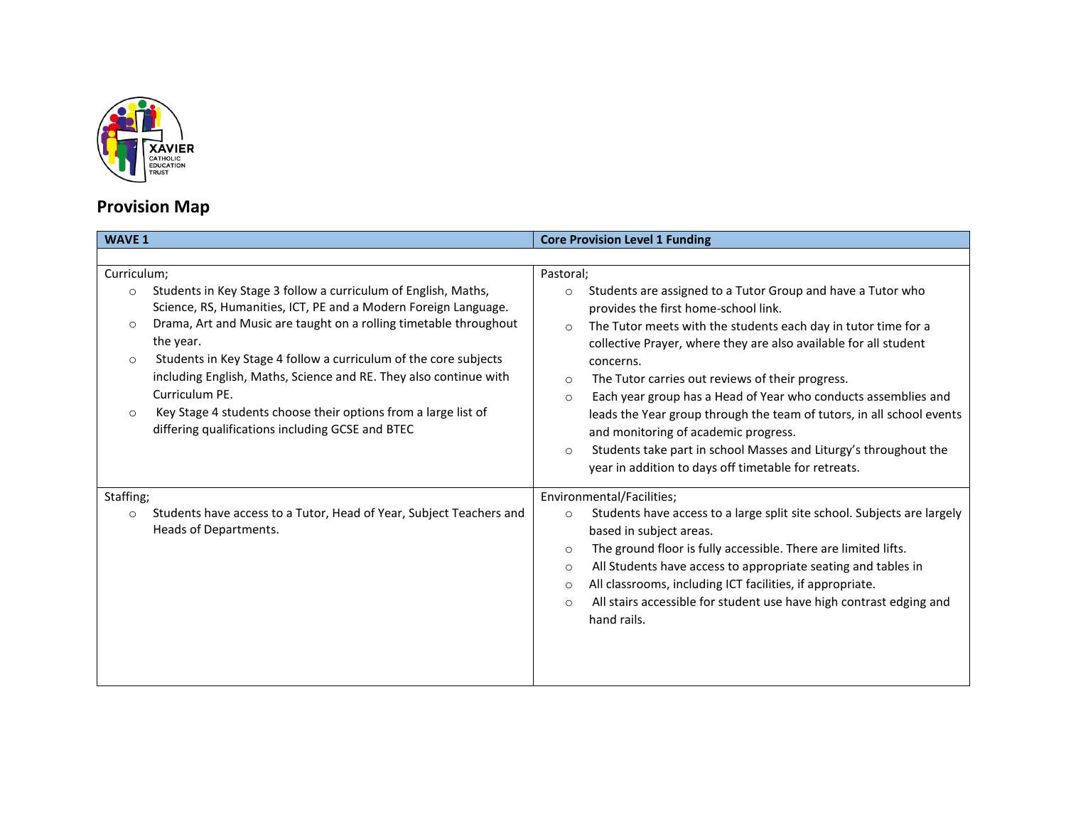XAVIER CATHOLIC EDUCATION TRUST

## Provision Map

| WAVE 1 | Core Provision Level 1 Funding |
|---|---|
| | |
| Curriculum;<br>○ Students in Key Stage 3 follow a curriculum of English, Maths, Science, RS, Humanities, ICT, PE and a Modern Foreign Language.<br>○ Drama, Art and Music are taught on a rolling timetable throughout the year.<br>○ Students in Key Stage 4 follow a curriculum of the core subjects including English, Maths, Science and RE. They also continue with Curriculum PE.<br>○ Key Stage 4 students choose their options from a large list of differing qualifications including GCSE and BTEC | Pastoral;<br>○ Students are assigned to a Tutor Group and have a Tutor who provides the first home-school link.<br>○ The Tutor meets with the students each day in tutor time for a collective Prayer, where they are also available for all student concerns.<br>○ The Tutor carries out reviews of their progress.<br>○ Each year group has a Head of Year who conducts assemblies and leads the Year group through the team of tutors, in all school events and monitoring of academic progress.<br>○ Students take part in school Masses and Liturgy's throughout the year in addition to days off timetable for retreats. |
| Staffing;<br>○ Students have access to a Tutor, Head of Year, Subject Teachers and Heads of Departments. | Environmental/Facilities;<br>○ Students have access to a large split site school. Subjects are largely based in subject areas.<br>○ The ground floor is fully accessible. There are limited lifts.<br>○ All Students have access to appropriate seating and tables in<br>○ All classrooms, including ICT facilities, if appropriate.<br>○ All stairs accessible for student use have high contrast edging and hand rails. |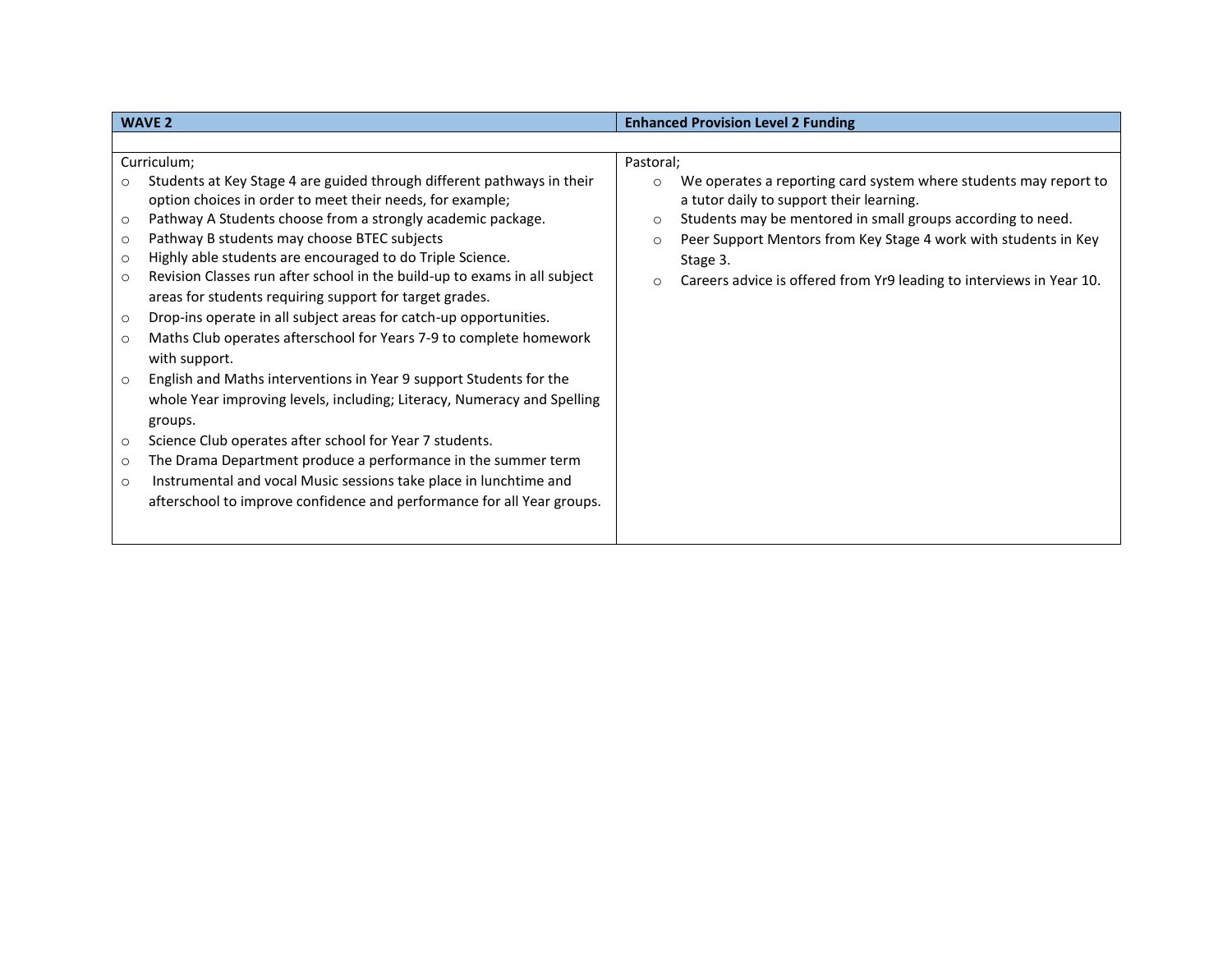| WAVE 2 | Enhanced Provision Level 2 Funding |
| --- | --- |
| | |
| Curriculum;<br>○ Students at Key Stage 4 are guided through different pathways in their option choices in order to meet their needs, for example;<br>○ Pathway A Students choose from a strongly academic package.<br>○ Pathway B students may choose BTEC subjects<br>○ Highly able students are encouraged to do Triple Science.<br>○ Revision Classes run after school in the build-up to exams in all subject areas for students requiring support for target grades.<br>○ Drop-ins operate in all subject areas for catch-up opportunities.<br>○ Maths Club operates afterschool for Years 7-9 to complete homework with support.<br>○ English and Maths interventions in Year 9 support Students for the whole Year improving levels, including; Literacy, Numeracy and Spelling groups.<br>○ Science Club operates after school for Year 7 students.<br>○ The Drama Department produce a performance in the summer term<br>○ Instrumental and vocal Music sessions take place in lunchtime and afterschool to improve confidence and performance for all Year groups. | Pastoral;<br>○ We operates a reporting card system where students may report to a tutor daily to support their learning.<br>○ Students may be mentored in small groups according to need.<br>○ Peer Support Mentors from Key Stage 4 work with students in Key Stage 3.<br>○ Careers advice is offered from Yr9 leading to interviews in Year 10. |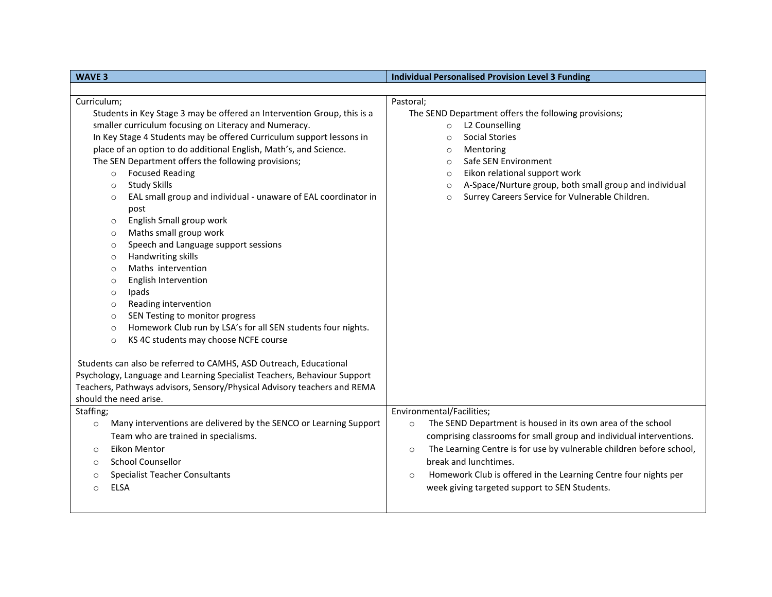| WAVE 3 | Individual Personalised Provision Level 3 Funding |
|---|---|
| | |
| Curriculum;<br>Students in Key Stage 3 may be offered an Intervention Group, this is a smaller curriculum focusing on Literacy and Numeracy.<br>In Key Stage 4 Students may be offered Curriculum support lessons in place of an option to do additional English, Math's, and Science.<br>The SEN Department offers the following provisions;<br>○ Focused Reading<br>○ Study Skills<br>○ EAL small group and individual - unaware of EAL coordinator in post<br>○ English Small group work<br>○ Maths small group work<br>○ Speech and Language support sessions<br>○ Handwriting skills<br>○ Maths intervention<br>○ English Intervention<br>○ Ipads<br>○ Reading intervention<br>○ SEN Testing to monitor progress<br>○ Homework Club run by LSA's for all SEN students four nights.<br>○ KS 4C students may choose NCFE course<br><br>Students can also be referred to CAMHS, ASD Outreach, Educational Psychology, Language and Learning Specialist Teachers, Behaviour Support Teachers, Pathways advisors, Sensory/Physical Advisory teachers and REMA should the need arise. | Pastoral;<br>The SEND Department offers the following provisions;<br>○ L2 Counselling<br>○ Social Stories<br>○ Mentoring<br>○ Safe SEN Environment<br>○ Eikon relational support work<br>○ A-Space/Nurture group, both small group and individual<br>○ Surrey Careers Service for Vulnerable Children. |
| Staffing;<br>○ Many interventions are delivered by the SENCO or Learning Support Team who are trained in specialisms.<br>○ Eikon Mentor<br>○ School Counsellor<br>○ Specialist Teacher Consultants<br>○ ELSA | Environmental/Facilities;<br>○ The SEND Department is housed in its own area of the school comprising classrooms for small group and individual interventions.<br>○ The Learning Centre is for use by vulnerable children before school, break and lunchtimes.<br>○ Homework Club is offered in the Learning Centre four nights per week giving targeted support to SEN Students. |